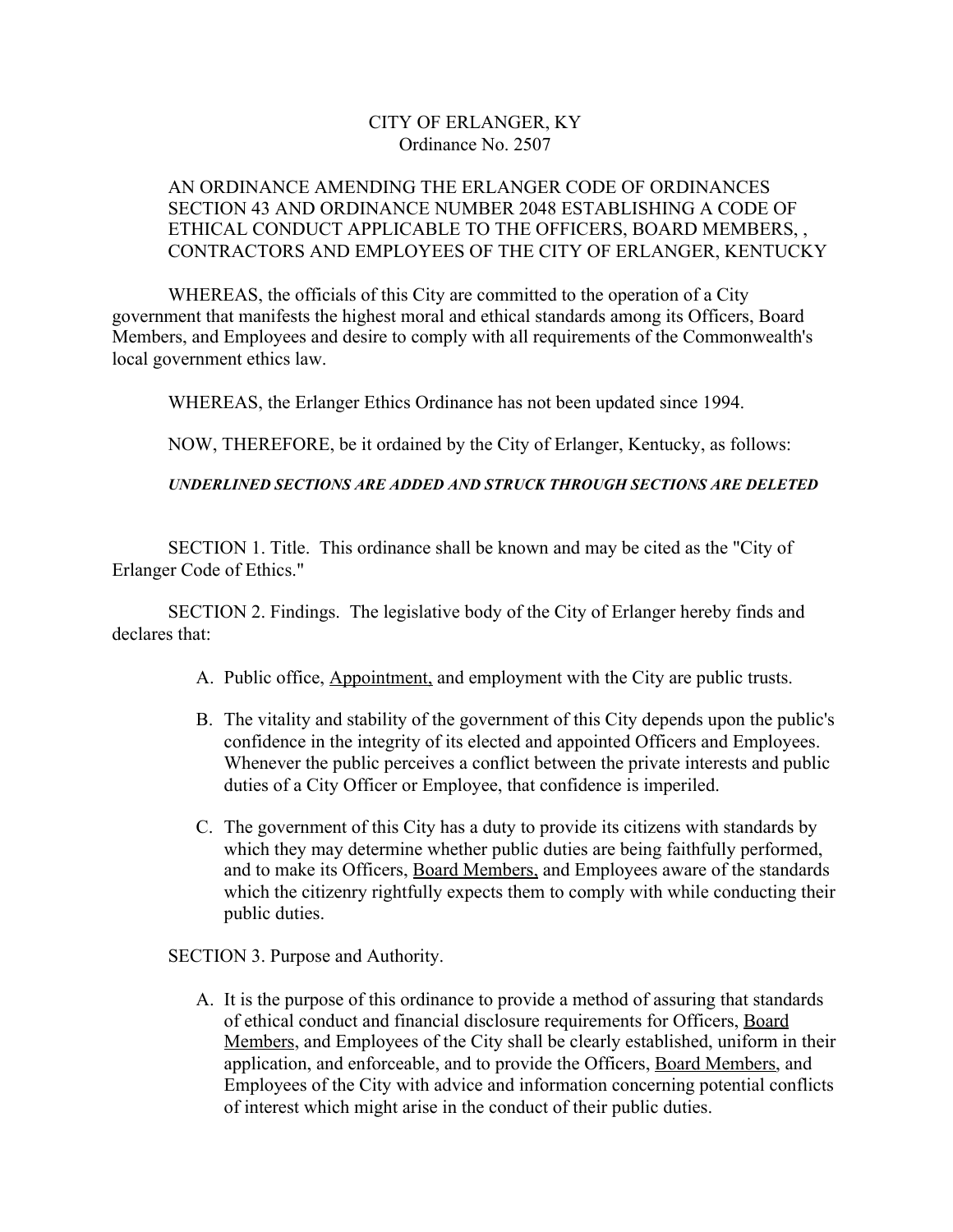CITY OF ERLANGER, KY
Ordinance No. 2507

AN ORDINANCE AMENDING THE ERLANGER CODE OF ORDINANCES SECTION 43 AND ORDINANCE NUMBER 2048 ESTABLISHING A CODE OF ETHICAL CONDUCT APPLICABLE TO THE OFFICERS, BOARD MEMBERS, , CONTRACTORS AND EMPLOYEES OF THE CITY OF ERLANGER, KENTUCKY

WHEREAS, the officials of this City are committed to the operation of a City government that manifests the highest moral and ethical standards among its Officers, Board Members, and Employees and desire to comply with all requirements of the Commonwealth's local government ethics law.

WHEREAS, the Erlanger Ethics Ordinance has not been updated since 1994.

NOW, THEREFORE, be it ordained by the City of Erlanger, Kentucky, as follows:

***UNDERLINED SECTIONS ARE ADDED AND STRUCK THROUGH SECTIONS ARE DELETED***

SECTION 1. Title. This ordinance shall be known and may be cited as the "City of Erlanger Code of Ethics."

SECTION 2. Findings. The legislative body of the City of Erlanger hereby finds and declares that:

A. Public office, <u>Appointment,</u> and employment with the City are public trusts.

B. The vitality and stability of the government of this City depends upon the public's confidence in the integrity of its elected and appointed Officers and Employees. Whenever the public perceives a conflict between the private interests and public duties of a City Officer or Employee, that confidence is imperiled.

C. The government of this City has a duty to provide its citizens with standards by which they may determine whether public duties are being faithfully performed, and to make its Officers, <u>Board Members,</u> and Employees aware of the standards which the citizenry rightfully expects them to comply with while conducting their public duties.

SECTION 3. Purpose and Authority.

A. It is the purpose of this ordinance to provide a method of assuring that standards of ethical conduct and financial disclosure requirements for Officers, <u>Board Members</u>, and Employees of the City shall be clearly established, uniform in their application, and enforceable, and to provide the Officers, <u>Board Members</u>, and Employees of the City with advice and information concerning potential conflicts of interest which might arise in the conduct of their public duties.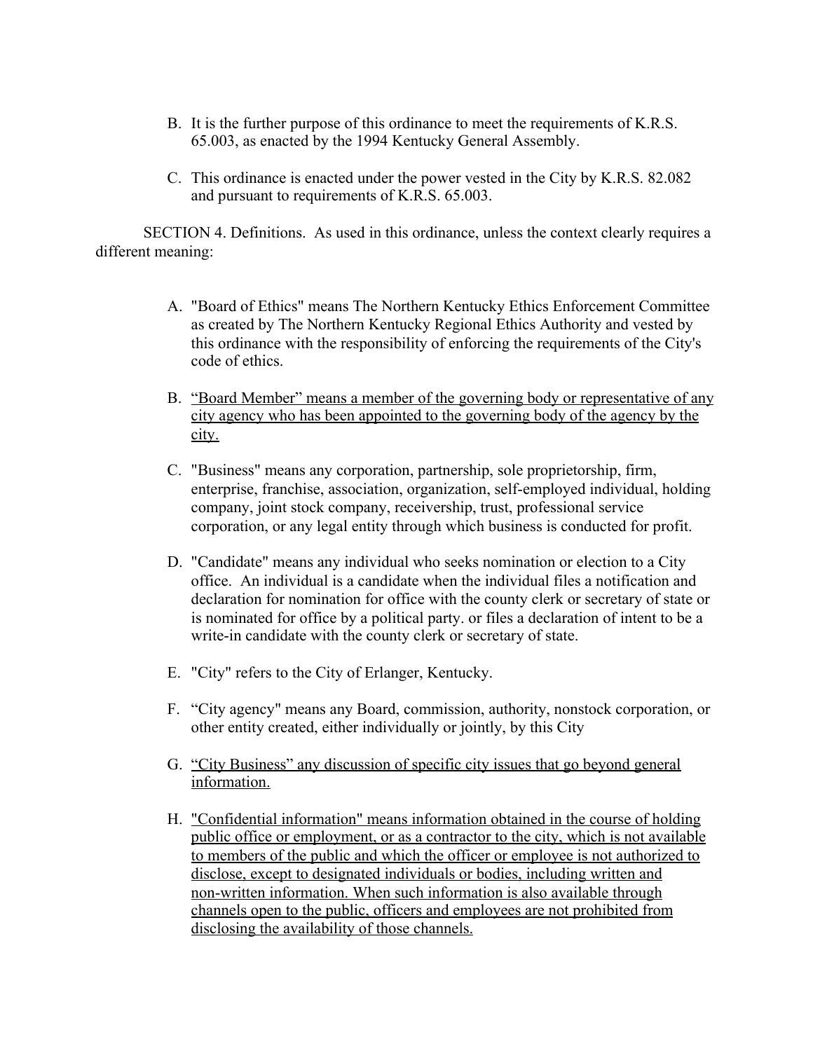B. It is the further purpose of this ordinance to meet the requirements of K.R.S. 65.003, as enacted by the 1994 Kentucky General Assembly.

C. This ordinance is enacted under the power vested in the City by K.R.S. 82.082 and pursuant to requirements of K.R.S. 65.003.

SECTION 4. Definitions. As used in this ordinance, unless the context clearly requires a different meaning:

A. "Board of Ethics" means The Northern Kentucky Ethics Enforcement Committee as created by The Northern Kentucky Regional Ethics Authority and vested by this ordinance with the responsibility of enforcing the requirements of the City's code of ethics.

B. <u>"Board Member" means a member of the governing body or representative of any city agency who has been appointed to the governing body of the agency by the city.</u>

C. "Business" means any corporation, partnership, sole proprietorship, firm, enterprise, franchise, association, organization, self-employed individual, holding company, joint stock company, receivership, trust, professional service corporation, or any legal entity through which business is conducted for profit.

D. "Candidate" means any individual who seeks nomination or election to a City office. An individual is a candidate when the individual files a notification and declaration for nomination for office with the county clerk or secretary of state or is nominated for office by a political party. or files a declaration of intent to be a write-in candidate with the county clerk or secretary of state.

E. "City" refers to the City of Erlanger, Kentucky.

F. "City agency" means any Board, commission, authority, nonstock corporation, or other entity created, either individually or jointly, by this City

G. <u>"City Business" any discussion of specific city issues that go beyond general information.</u>

H. <u>"Confidential information" means information obtained in the course of holding public office or employment, or as a contractor to the city, which is not available to members of the public and which the officer or employee is not authorized to disclose, except to designated individuals or bodies, including written and non-written information. When such information is also available through channels open to the public, officers and employees are not prohibited from disclosing the availability of those channels.</u>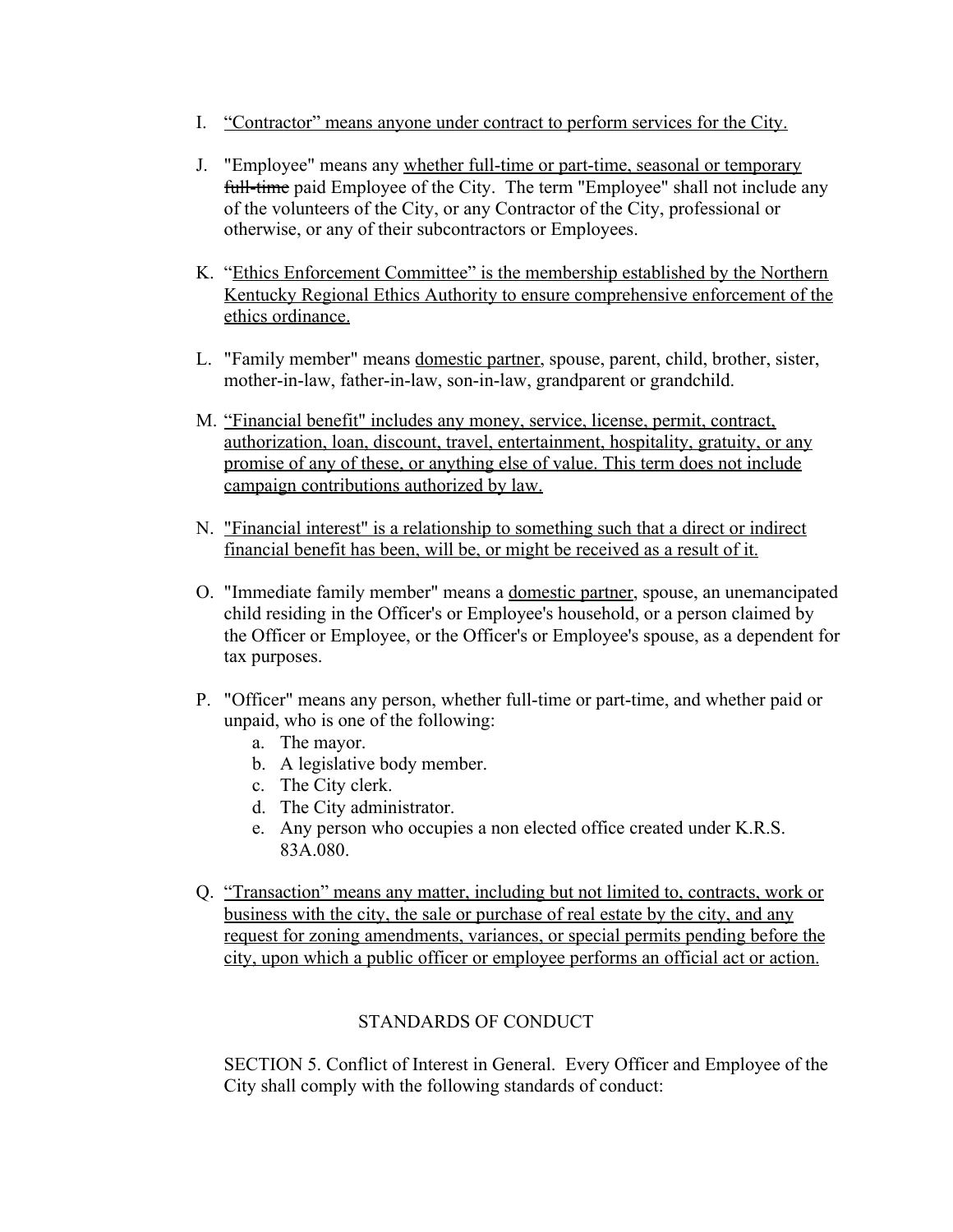I. "Contractor" means anyone under contract to perform services for the City.

J. "Employee" means any whether full-time or part-time, seasonal or temporary ~~full-time~~ paid Employee of the City. The term "Employee" shall not include any of the volunteers of the City, or any Contractor of the City, professional or otherwise, or any of their subcontractors or Employees.

K. "Ethics Enforcement Committee" is the membership established by the Northern Kentucky Regional Ethics Authority to ensure comprehensive enforcement of the ethics ordinance.

L. "Family member" means domestic partner, spouse, parent, child, brother, sister, mother-in-law, father-in-law, son-in-law, grandparent or grandchild.

M. "Financial benefit" includes any money, service, license, permit, contract, authorization, loan, discount, travel, entertainment, hospitality, gratuity, or any promise of any of these, or anything else of value. This term does not include campaign contributions authorized by law.

N. "Financial interest" is a relationship to something such that a direct or indirect financial benefit has been, will be, or might be received as a result of it.

O. "Immediate family member" means a domestic partner, spouse, an unemancipated child residing in the Officer's or Employee's household, or a person claimed by the Officer or Employee, or the Officer's or Employee's spouse, as a dependent for tax purposes.

P. "Officer" means any person, whether full-time or part-time, and whether paid or unpaid, who is one of the following:
   a. The mayor.
   b. A legislative body member.
   c. The City clerk.
   d. The City administrator.
   e. Any person who occupies a non elected office created under K.R.S. 83A.080.

Q. "Transaction" means any matter, including but not limited to, contracts, work or business with the city, the sale or purchase of real estate by the city, and any request for zoning amendments, variances, or special permits pending before the city, upon which a public officer or employee performs an official act or action.

## STANDARDS OF CONDUCT

SECTION 5. Conflict of Interest in General. Every Officer and Employee of the City shall comply with the following standards of conduct: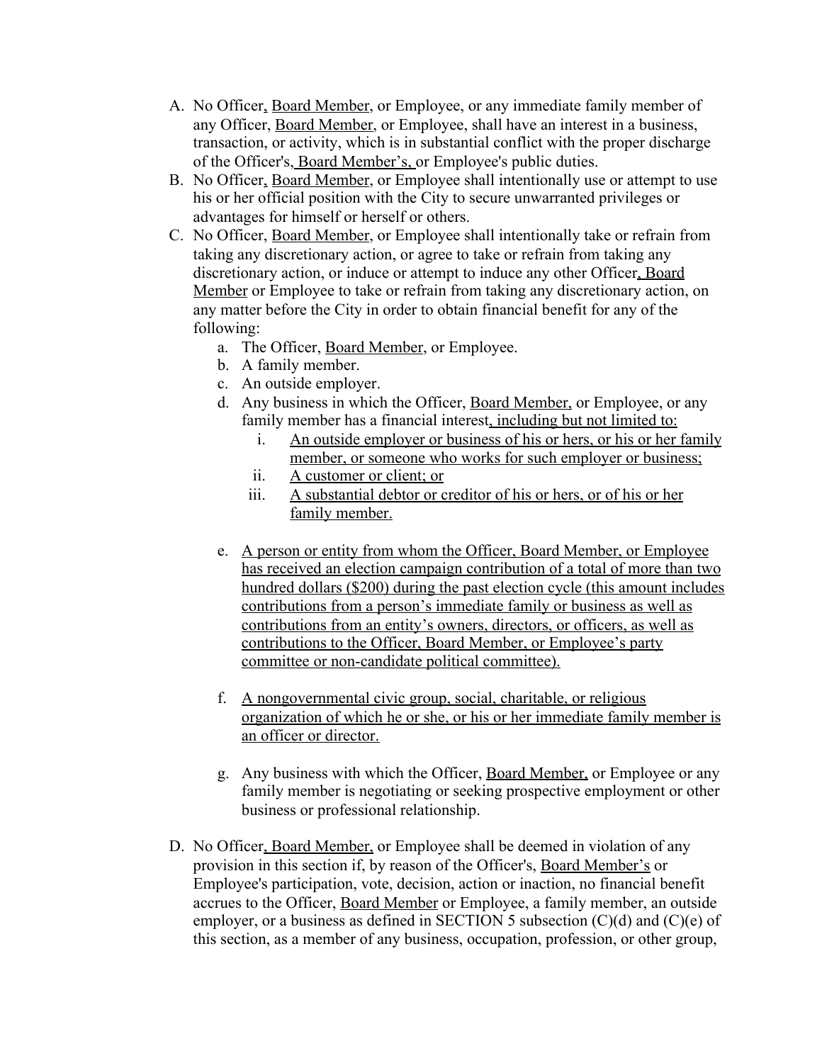A. No Officer, Board Member, or Employee, or any immediate family member of any Officer, Board Member, or Employee, shall have an interest in a business, transaction, or activity, which is in substantial conflict with the proper discharge of the Officer's, Board Member's, or Employee's public duties.

B. No Officer, Board Member, or Employee shall intentionally use or attempt to use his or her official position with the City to secure unwarranted privileges or advantages for himself or herself or others.

C. No Officer, Board Member, or Employee shall intentionally take or refrain from taking any discretionary action, or agree to take or refrain from taking any discretionary action, or induce or attempt to induce any other Officer, Board Member or Employee to take or refrain from taking any discretionary action, on any matter before the City in order to obtain financial benefit for any of the following:

   a. The Officer, Board Member, or Employee.
   b. A family member.
   c. An outside employer.
   d. Any business in which the Officer, Board Member, or Employee, or any family member has a financial interest, including but not limited to:
      i. An outside employer or business of his or hers, or his or her family member, or someone who works for such employer or business;
      ii. A customer or client; or
      iii. A substantial debtor or creditor of his or hers, or of his or her family member.

   e. A person or entity from whom the Officer, Board Member, or Employee has received an election campaign contribution of a total of more than two hundred dollars ($200) during the past election cycle (this amount includes contributions from a person's immediate family or business as well as contributions from an entity's owners, directors, or officers, as well as contributions to the Officer, Board Member, or Employee's party committee or non-candidate political committee).

   f. A nongovernmental civic group, social, charitable, or religious organization of which he or she, or his or her immediate family member is an officer or director.

   g. Any business with which the Officer, Board Member, or Employee or any family member is negotiating or seeking prospective employment or other business or professional relationship.

D. No Officer, Board Member, or Employee shall be deemed in violation of any provision in this section if, by reason of the Officer's, Board Member's or Employee's participation, vote, decision, action or inaction, no financial benefit accrues to the Officer, Board Member or Employee, a family member, an outside employer, or a business as defined in SECTION 5 subsection (C)(d) and (C)(e) of this section, as a member of any business, occupation, profession, or other group,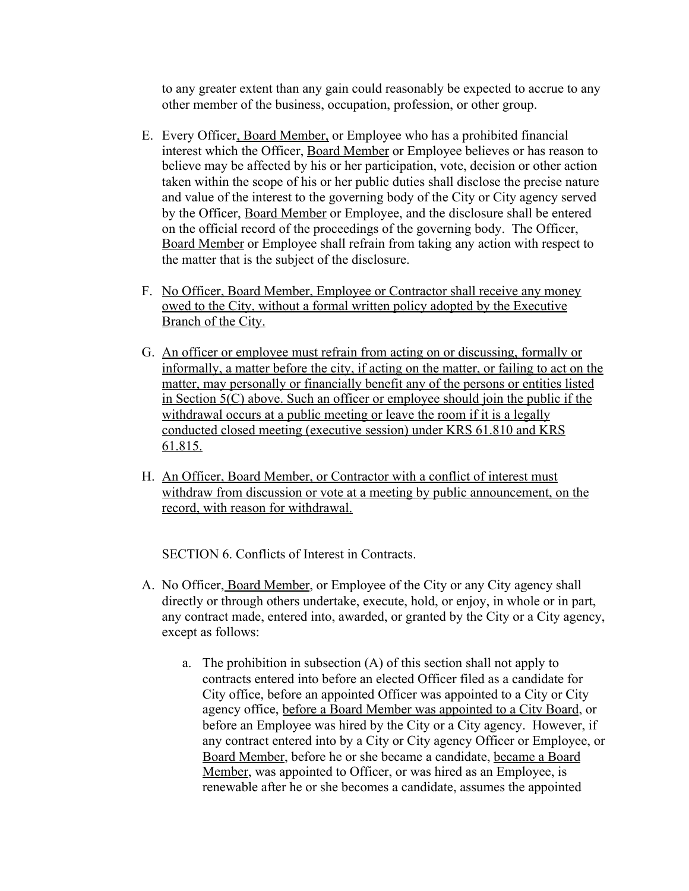to any greater extent than any gain could reasonably be expected to accrue to any other member of the business, occupation, profession, or other group.

E. Every Officer, Board Member, or Employee who has a prohibited financial interest which the Officer, Board Member or Employee believes or has reason to believe may be affected by his or her participation, vote, decision or other action taken within the scope of his or her public duties shall disclose the precise nature and value of the interest to the governing body of the City or City agency served by the Officer, Board Member or Employee, and the disclosure shall be entered on the official record of the proceedings of the governing body. The Officer, Board Member or Employee shall refrain from taking any action with respect to the matter that is the subject of the disclosure.

F. No Officer, Board Member, Employee or Contractor shall receive any money owed to the City, without a formal written policy adopted by the Executive Branch of the City.

G. An officer or employee must refrain from acting on or discussing, formally or informally, a matter before the city, if acting on the matter, or failing to act on the matter, may personally or financially benefit any of the persons or entities listed in Section 5(C) above. Such an officer or employee should join the public if the withdrawal occurs at a public meeting or leave the room if it is a legally conducted closed meeting (executive session) under KRS 61.810 and KRS 61.815.

H. An Officer, Board Member, or Contractor with a conflict of interest must withdraw from discussion or vote at a meeting by public announcement, on the record, with reason for withdrawal.

SECTION 6. Conflicts of Interest in Contracts.

A. No Officer, Board Member, or Employee of the City or any City agency shall directly or through others undertake, execute, hold, or enjoy, in whole or in part, any contract made, entered into, awarded, or granted by the City or a City agency, except as follows:

   a. The prohibition in subsection (A) of this section shall not apply to contracts entered into before an elected Officer filed as a candidate for City office, before an appointed Officer was appointed to a City or City agency office, before a Board Member was appointed to a City Board, or before an Employee was hired by the City or a City agency. However, if any contract entered into by a City or City agency Officer or Employee, or Board Member, before he or she became a candidate, became a Board Member, was appointed to Officer, or was hired as an Employee, is renewable after he or she becomes a candidate, assumes the appointed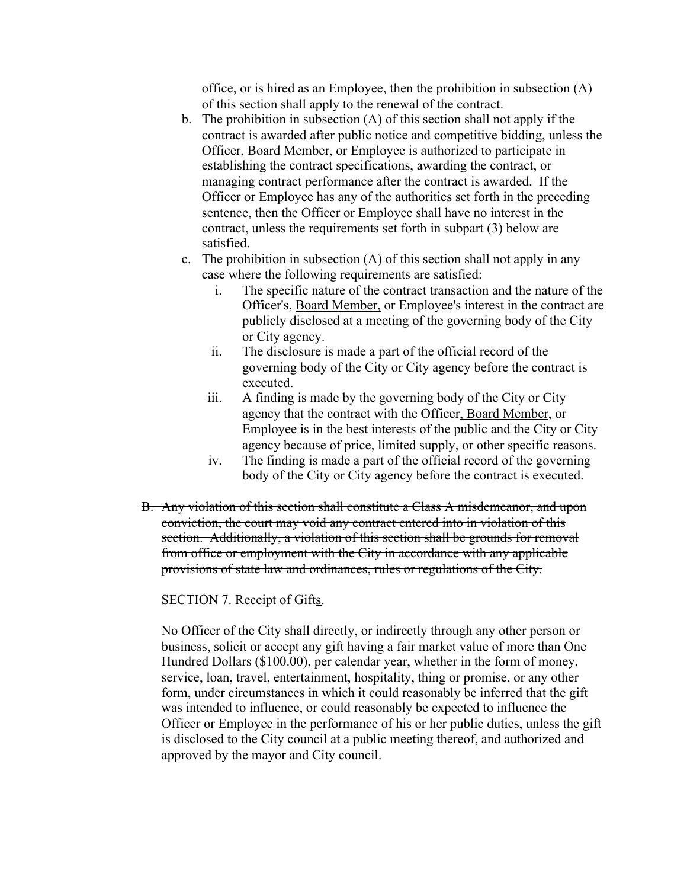office, or is hired as an Employee, then the prohibition in subsection (A) of this section shall apply to the renewal of the contract.

b. The prohibition in subsection (A) of this section shall not apply if the contract is awarded after public notice and competitive bidding, unless the Officer, <u>Board Member</u>, or Employee is authorized to participate in establishing the contract specifications, awarding the contract, or managing contract performance after the contract is awarded. If the Officer or Employee has any of the authorities set forth in the preceding sentence, then the Officer or Employee shall have no interest in the contract, unless the requirements set forth in subpart (3) below are satisfied.

c. The prohibition in subsection (A) of this section shall not apply in any case where the following requirements are satisfied:

   i. The specific nature of the contract transaction and the nature of the Officer's, <u>Board Member,</u> or Employee's interest in the contract are publicly disclosed at a meeting of the governing body of the City or City agency.

   ii. The disclosure is made a part of the official record of the governing body of the City or City agency before the contract is executed.

   iii. A finding is made by the governing body of the City or City agency that the contract with the Officer<u>, Board Member</u>, or Employee is in the best interests of the public and the City or City agency because of price, limited supply, or other specific reasons.

   iv. The finding is made a part of the official record of the governing body of the City or City agency before the contract is executed.

~~B. Any violation of this section shall constitute a Class A misdemeanor, and upon conviction, the court may void any contract entered into in violation of this section. Additionally, a violation of this section shall be grounds for removal from office or employment with the City in accordance with any applicable provisions of state law and ordinances, rules or regulations of the City.~~

SECTION 7. Receipt of Gift<u>s</u>.

No Officer of the City shall directly, or indirectly through any other person or business, solicit or accept any gift having a fair market value of more than One Hundred Dollars ($100.00), <u>per calendar year</u>, whether in the form of money, service, loan, travel, entertainment, hospitality, thing or promise, or any other form, under circumstances in which it could reasonably be inferred that the gift was intended to influence, or could reasonably be expected to influence the Officer or Employee in the performance of his or her public duties, unless the gift is disclosed to the City council at a public meeting thereof, and authorized and approved by the mayor and City council.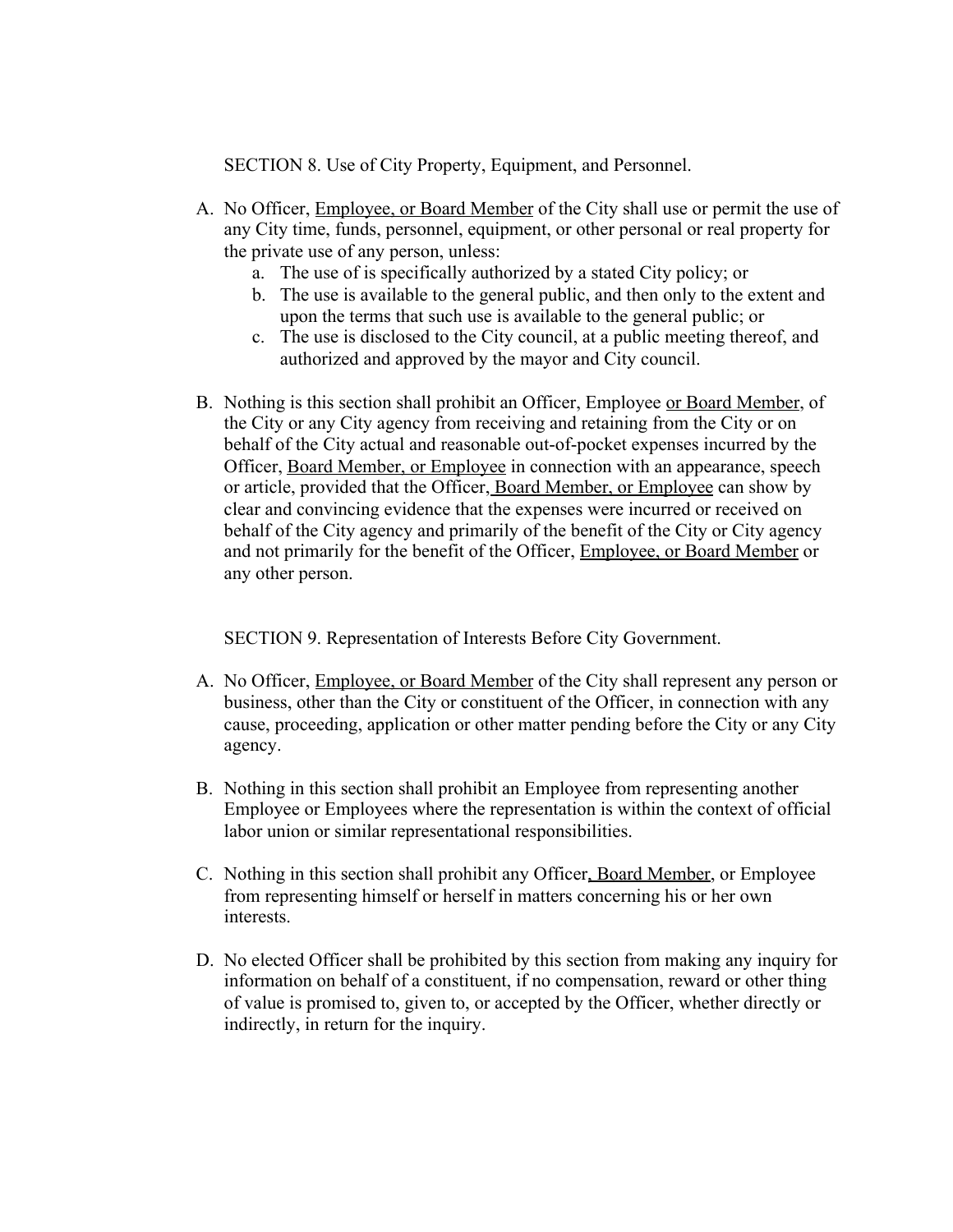SECTION 8. Use of City Property, Equipment, and Personnel.

A. No Officer, Employee, or Board Member of the City shall use or permit the use of any City time, funds, personnel, equipment, or other personal or real property for the private use of any person, unless:
   a. The use of is specifically authorized by a stated City policy; or
   b. The use is available to the general public, and then only to the extent and upon the terms that such use is available to the general public; or
   c. The use is disclosed to the City council, at a public meeting thereof, and authorized and approved by the mayor and City council.

B. Nothing is this section shall prohibit an Officer, Employee or Board Member, of the City or any City agency from receiving and retaining from the City or on behalf of the City actual and reasonable out-of-pocket expenses incurred by the Officer, Board Member, or Employee in connection with an appearance, speech or article, provided that the Officer, Board Member, or Employee can show by clear and convincing evidence that the expenses were incurred or received on behalf of the City agency and primarily of the benefit of the City or City agency and not primarily for the benefit of the Officer, Employee, or Board Member or any other person.

SECTION 9. Representation of Interests Before City Government.

A. No Officer, Employee, or Board Member of the City shall represent any person or business, other than the City or constituent of the Officer, in connection with any cause, proceeding, application or other matter pending before the City or any City agency.

B. Nothing in this section shall prohibit an Employee from representing another Employee or Employees where the representation is within the context of official labor union or similar representational responsibilities.

C. Nothing in this section shall prohibit any Officer, Board Member, or Employee from representing himself or herself in matters concerning his or her own interests.

D. No elected Officer shall be prohibited by this section from making any inquiry for information on behalf of a constituent, if no compensation, reward or other thing of value is promised to, given to, or accepted by the Officer, whether directly or indirectly, in return for the inquiry.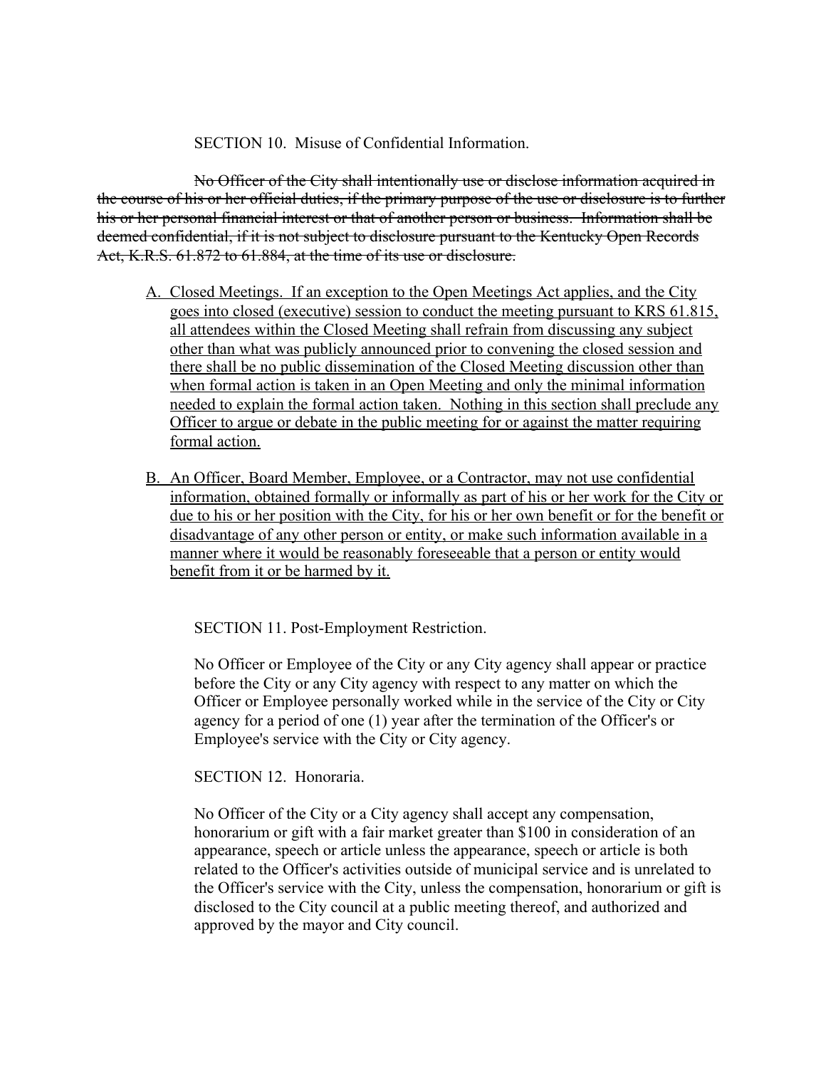SECTION 10. Misuse of Confidential Information.

~~No Officer of the City shall intentionally use or disclose information acquired in the course of his or her official duties, if the primary purpose of the use or disclosure is to further his or her personal financial interest or that of another person or business. Information shall be deemed confidential, if it is not subject to disclosure pursuant to the Kentucky Open Records Act, K.R.S. 61.872 to 61.884, at the time of its use or disclosure.~~

A. <u>Closed Meetings. If an exception to the Open Meetings Act applies, and the City goes into closed (executive) session to conduct the meeting pursuant to KRS 61.815, all attendees within the Closed Meeting shall refrain from discussing any subject other than what was publicly announced prior to convening the closed session and there shall be no public dissemination of the Closed Meeting discussion other than when formal action is taken in an Open Meeting and only the minimal information needed to explain the formal action taken. Nothing in this section shall preclude any Officer to argue or debate in the public meeting for or against the matter requiring formal action.</u>

B. <u>An Officer, Board Member, Employee, or a Contractor, may not use confidential information, obtained formally or informally as part of his or her work for the City or due to his or her position with the City, for his or her own benefit or for the benefit or disadvantage of any other person or entity, or make such information available in a manner where it would be reasonably foreseeable that a person or entity would benefit from it or be harmed by it.</u>

SECTION 11. Post-Employment Restriction.

No Officer or Employee of the City or any City agency shall appear or practice before the City or any City agency with respect to any matter on which the Officer or Employee personally worked while in the service of the City or City agency for a period of one (1) year after the termination of the Officer's or Employee's service with the City or City agency.

SECTION 12. Honoraria.

No Officer of the City or a City agency shall accept any compensation, honorarium or gift with a fair market greater than $100 in consideration of an appearance, speech or article unless the appearance, speech or article is both related to the Officer's activities outside of municipal service and is unrelated to the Officer's service with the City, unless the compensation, honorarium or gift is disclosed to the City council at a public meeting thereof, and authorized and approved by the mayor and City council.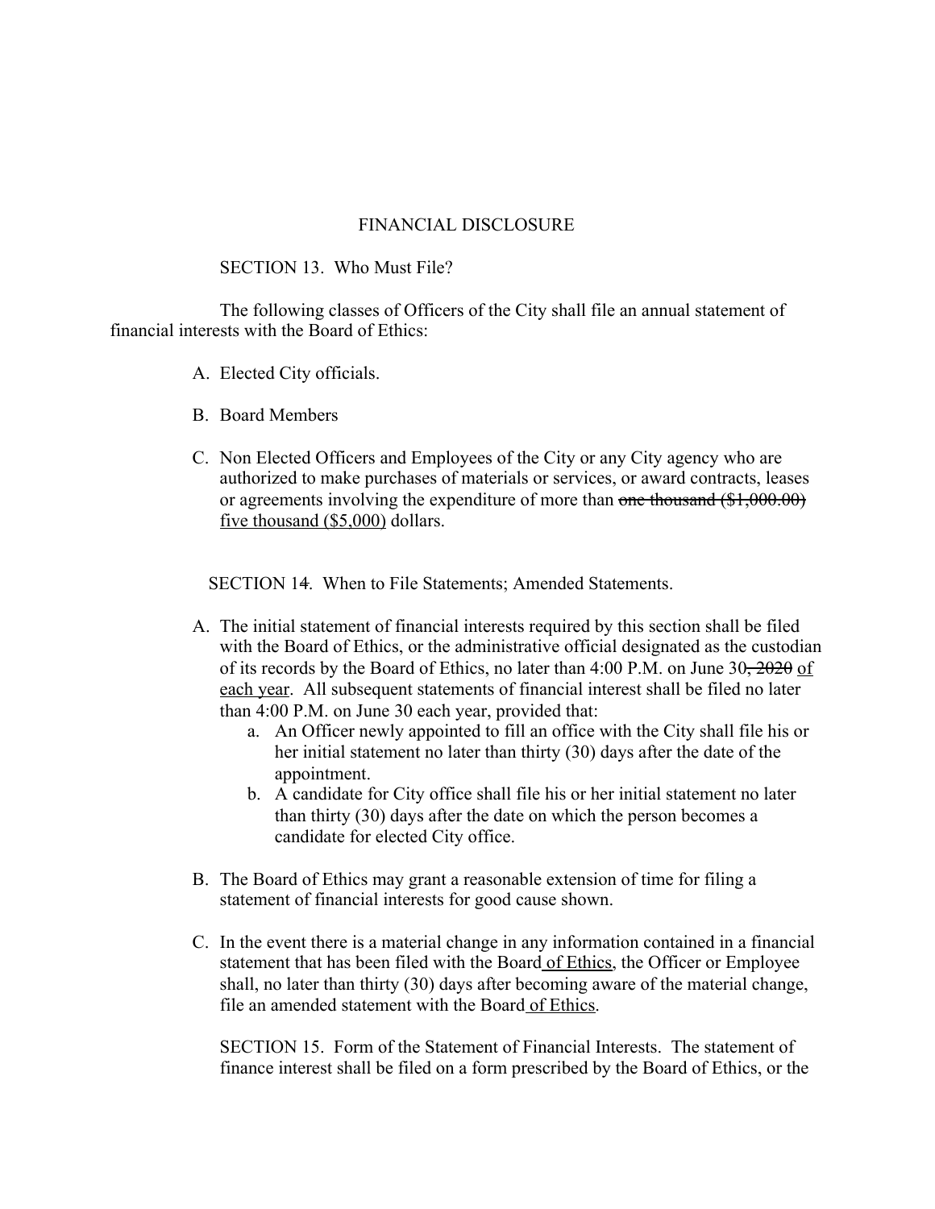## FINANCIAL DISCLOSURE

SECTION 13. Who Must File?

The following classes of Officers of the City shall file an annual statement of financial interests with the Board of Ethics:

A. Elected City officials.

B. Board Members

C. Non Elected Officers and Employees of the City or any City agency who are authorized to make purchases of materials or services, or award contracts, leases or agreements involving the expenditure of more than ~~one thousand ($1,000.00)~~ <u>five thousand ($5,000)</u> dollars.

SECTION 14. When to File Statements; Amended Statements.

A. The initial statement of financial interests required by this section shall be filed with the Board of Ethics, or the administrative official designated as the custodian of its records by the Board of Ethics, no later than 4:00 P.M. on June 30~~, 2020~~ <u>of each year</u>. All subsequent statements of financial interest shall be filed no later than 4:00 P.M. on June 30 each year, provided that:
   a. An Officer newly appointed to fill an office with the City shall file his or her initial statement no later than thirty (30) days after the date of the appointment.
   b. A candidate for City office shall file his or her initial statement no later than thirty (30) days after the date on which the person becomes a candidate for elected City office.

B. The Board of Ethics may grant a reasonable extension of time for filing a statement of financial interests for good cause shown.

C. In the event there is a material change in any information contained in a financial statement that has been filed with the Board<u> of Ethics</u>, the Officer or Employee shall, no later than thirty (30) days after becoming aware of the material change, file an amended statement with the Board<u> of Ethics</u>.

SECTION 15. Form of the Statement of Financial Interests. The statement of finance interest shall be filed on a form prescribed by the Board of Ethics, or the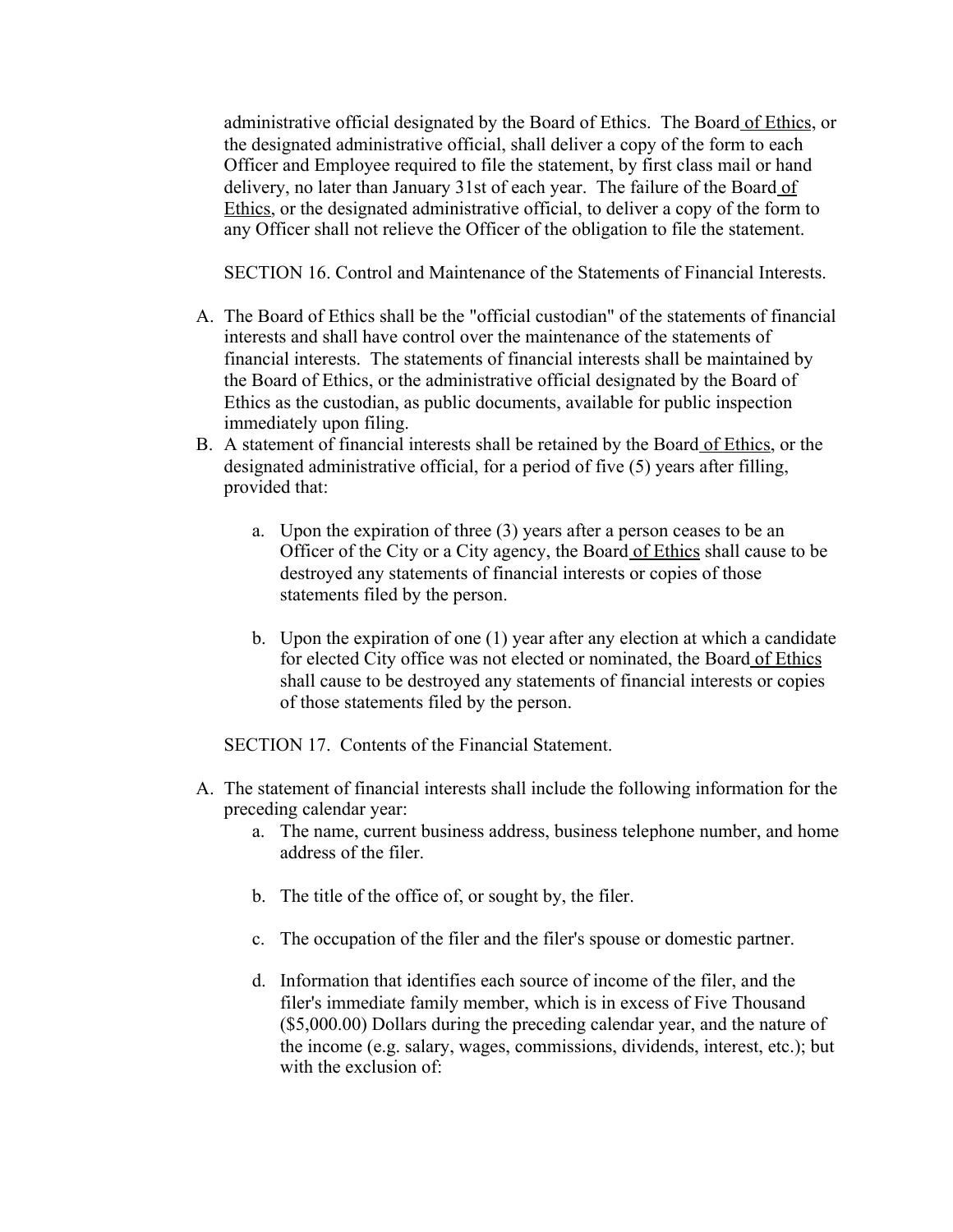administrative official designated by the Board of Ethics. The Board of Ethics, or the designated administrative official, shall deliver a copy of the form to each Officer and Employee required to file the statement, by first class mail or hand delivery, no later than January 31st of each year. The failure of the Board of Ethics, or the designated administrative official, to deliver a copy of the form to any Officer shall not relieve the Officer of the obligation to file the statement.

SECTION 16. Control and Maintenance of the Statements of Financial Interests.

A. The Board of Ethics shall be the "official custodian" of the statements of financial interests and shall have control over the maintenance of the statements of financial interests. The statements of financial interests shall be maintained by the Board of Ethics, or the administrative official designated by the Board of Ethics as the custodian, as public documents, available for public inspection immediately upon filing.
B. A statement of financial interests shall be retained by the Board of Ethics, or the designated administrative official, for a period of five (5) years after filling, provided that:

   a. Upon the expiration of three (3) years after a person ceases to be an Officer of the City or a City agency, the Board of Ethics shall cause to be destroyed any statements of financial interests or copies of those statements filed by the person.

   b. Upon the expiration of one (1) year after any election at which a candidate for elected City office was not elected or nominated, the Board of Ethics shall cause to be destroyed any statements of financial interests or copies of those statements filed by the person.

SECTION 17. Contents of the Financial Statement.

A. The statement of financial interests shall include the following information for the preceding calendar year:
   a. The name, current business address, business telephone number, and home address of the filer.

   b. The title of the office of, or sought by, the filer.

   c. The occupation of the filer and the filer's spouse or domestic partner.

   d. Information that identifies each source of income of the filer, and the filer's immediate family member, which is in excess of Five Thousand ($5,000.00) Dollars during the preceding calendar year, and the nature of the income (e.g. salary, wages, commissions, dividends, interest, etc.); but with the exclusion of: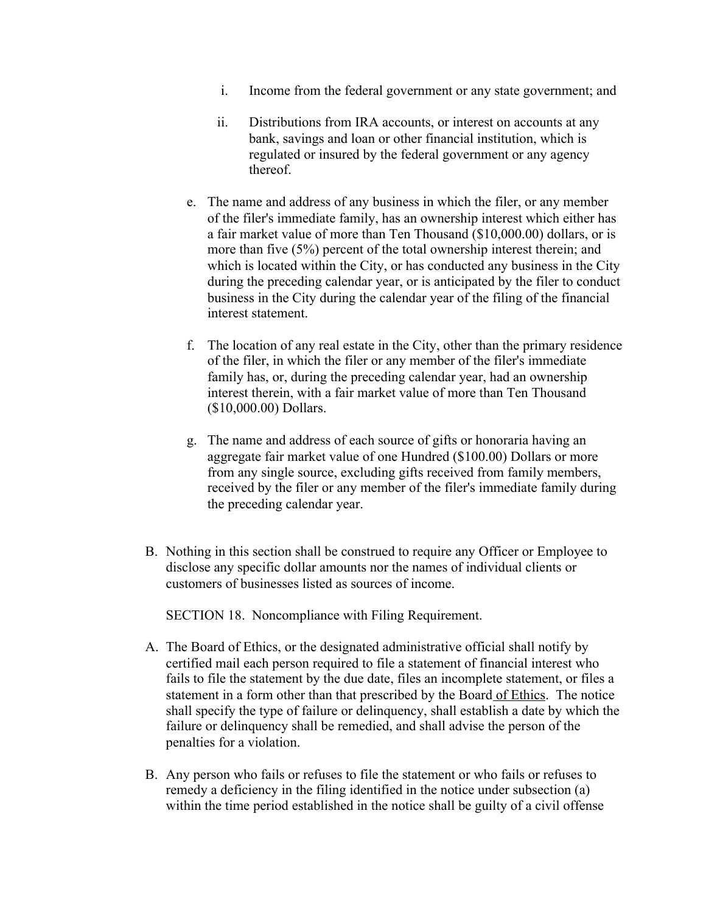i. Income from the federal government or any state government; and

ii. Distributions from IRA accounts, or interest on accounts at any bank, savings and loan or other financial institution, which is regulated or insured by the federal government or any agency thereof.

e. The name and address of any business in which the filer, or any member of the filer's immediate family, has an ownership interest which either has a fair market value of more than Ten Thousand ($10,000.00) dollars, or is more than five (5%) percent of the total ownership interest therein; and which is located within the City, or has conducted any business in the City during the preceding calendar year, or is anticipated by the filer to conduct business in the City during the calendar year of the filing of the financial interest statement.

f. The location of any real estate in the City, other than the primary residence of the filer, in which the filer or any member of the filer's immediate family has, or, during the preceding calendar year, had an ownership interest therein, with a fair market value of more than Ten Thousand ($10,000.00) Dollars.

g. The name and address of each source of gifts or honoraria having an aggregate fair market value of one Hundred ($100.00) Dollars or more from any single source, excluding gifts received from family members, received by the filer or any member of the filer's immediate family during the preceding calendar year.

B. Nothing in this section shall be construed to require any Officer or Employee to disclose any specific dollar amounts nor the names of individual clients or customers of businesses listed as sources of income.

SECTION 18. Noncompliance with Filing Requirement.

A. The Board of Ethics, or the designated administrative official shall notify by certified mail each person required to file a statement of financial interest who fails to file the statement by the due date, files an incomplete statement, or files a statement in a form other than that prescribed by the Board of Ethics. The notice shall specify the type of failure or delinquency, shall establish a date by which the failure or delinquency shall be remedied, and shall advise the person of the penalties for a violation.

B. Any person who fails or refuses to file the statement or who fails or refuses to remedy a deficiency in the filing identified in the notice under subsection (a) within the time period established in the notice shall be guilty of a civil offense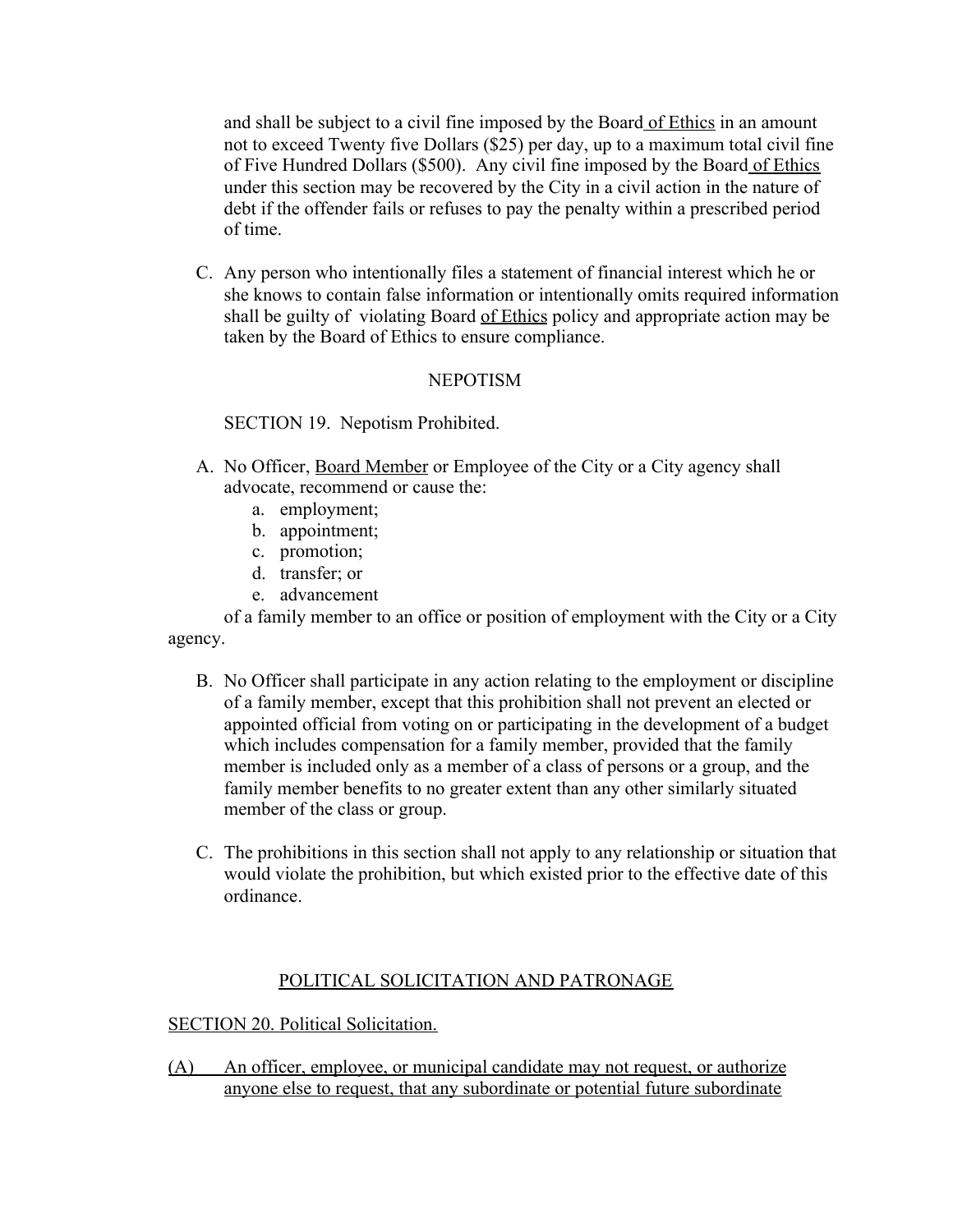and shall be subject to a civil fine imposed by the Board of Ethics in an amount not to exceed Twenty five Dollars ($25) per day, up to a maximum total civil fine of Five Hundred Dollars ($500). Any civil fine imposed by the Board of Ethics under this section may be recovered by the City in a civil action in the nature of debt if the offender fails or refuses to pay the penalty within a prescribed period of time.

C. Any person who intentionally files a statement of financial interest which he or she knows to contain false information or intentionally omits required information shall be guilty of violating Board of Ethics policy and appropriate action may be taken by the Board of Ethics to ensure compliance.

## NEPOTISM

SECTION 19. Nepotism Prohibited.

A. No Officer, Board Member or Employee of the City or a City agency shall advocate, recommend or cause the:
   a. employment;
   b. appointment;
   c. promotion;
   d. transfer; or
   e. advancement

of a family member to an office or position of employment with the City or a City agency.

B. No Officer shall participate in any action relating to the employment or discipline of a family member, except that this prohibition shall not prevent an elected or appointed official from voting on or participating in the development of a budget which includes compensation for a family member, provided that the family member is included only as a member of a class of persons or a group, and the family member benefits to no greater extent than any other similarly situated member of the class or group.

C. The prohibitions in this section shall not apply to any relationship or situation that would violate the prohibition, but which existed prior to the effective date of this ordinance.

## POLITICAL SOLICITATION AND PATRONAGE

SECTION 20. Political Solicitation.

(A) An officer, employee, or municipal candidate may not request, or authorize anyone else to request, that any subordinate or potential future subordinate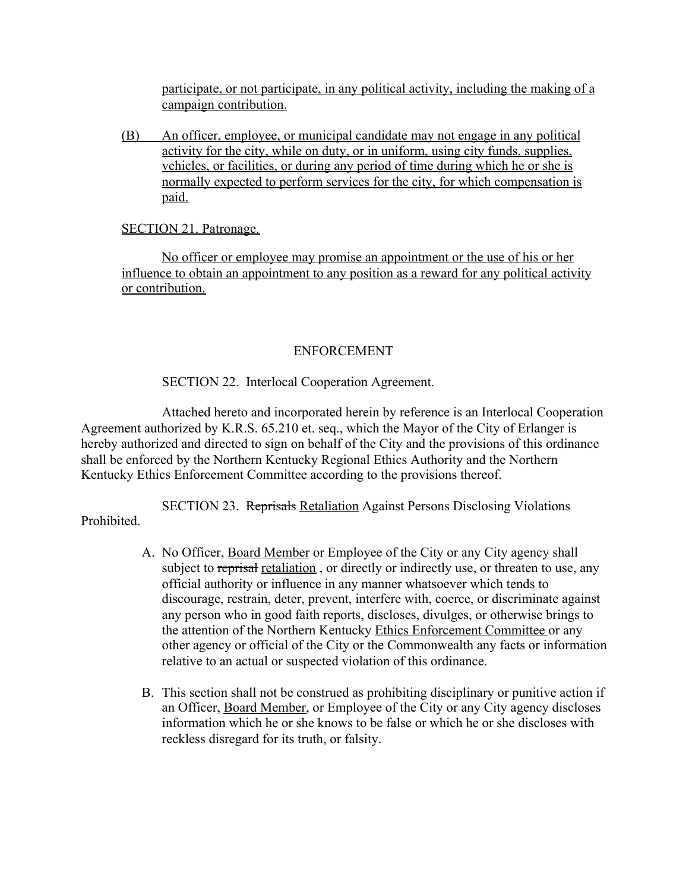participate, or not participate, in any political activity, including the making of a campaign contribution.

(B) An officer, employee, or municipal candidate may not engage in any political activity for the city, while on duty, or in uniform, using city funds, supplies, vehicles, or facilities, or during any period of time during which he or she is normally expected to perform services for the city, for which compensation is paid.

SECTION 21. Patronage.

No officer or employee may promise an appointment or the use of his or her influence to obtain an appointment to any position as a reward for any political activity or contribution.

## ENFORCEMENT

SECTION 22. Interlocal Cooperation Agreement.

Attached hereto and incorporated herein by reference is an Interlocal Cooperation Agreement authorized by K.R.S. 65.210 et. seq., which the Mayor of the City of Erlanger is hereby authorized and directed to sign on behalf of the City and the provisions of this ordinance shall be enforced by the Northern Kentucky Regional Ethics Authority and the Northern Kentucky Ethics Enforcement Committee according to the provisions thereof.

SECTION 23. ~~Reprisals~~ Retaliation Against Persons Disclosing Violations Prohibited.

A. No Officer, Board Member or Employee of the City or any City agency shall subject to ~~reprisal~~ retaliation , or directly or indirectly use, or threaten to use, any official authority or influence in any manner whatsoever which tends to discourage, restrain, deter, prevent, interfere with, coerce, or discriminate against any person who in good faith reports, discloses, divulges, or otherwise brings to the attention of the Northern Kentucky Ethics Enforcement Committee or any other agency or official of the City or the Commonwealth any facts or information relative to an actual or suspected violation of this ordinance.

B. This section shall not be construed as prohibiting disciplinary or punitive action if an Officer, Board Member, or Employee of the City or any City agency discloses information which he or she knows to be false or which he or she discloses with reckless disregard for its truth, or falsity.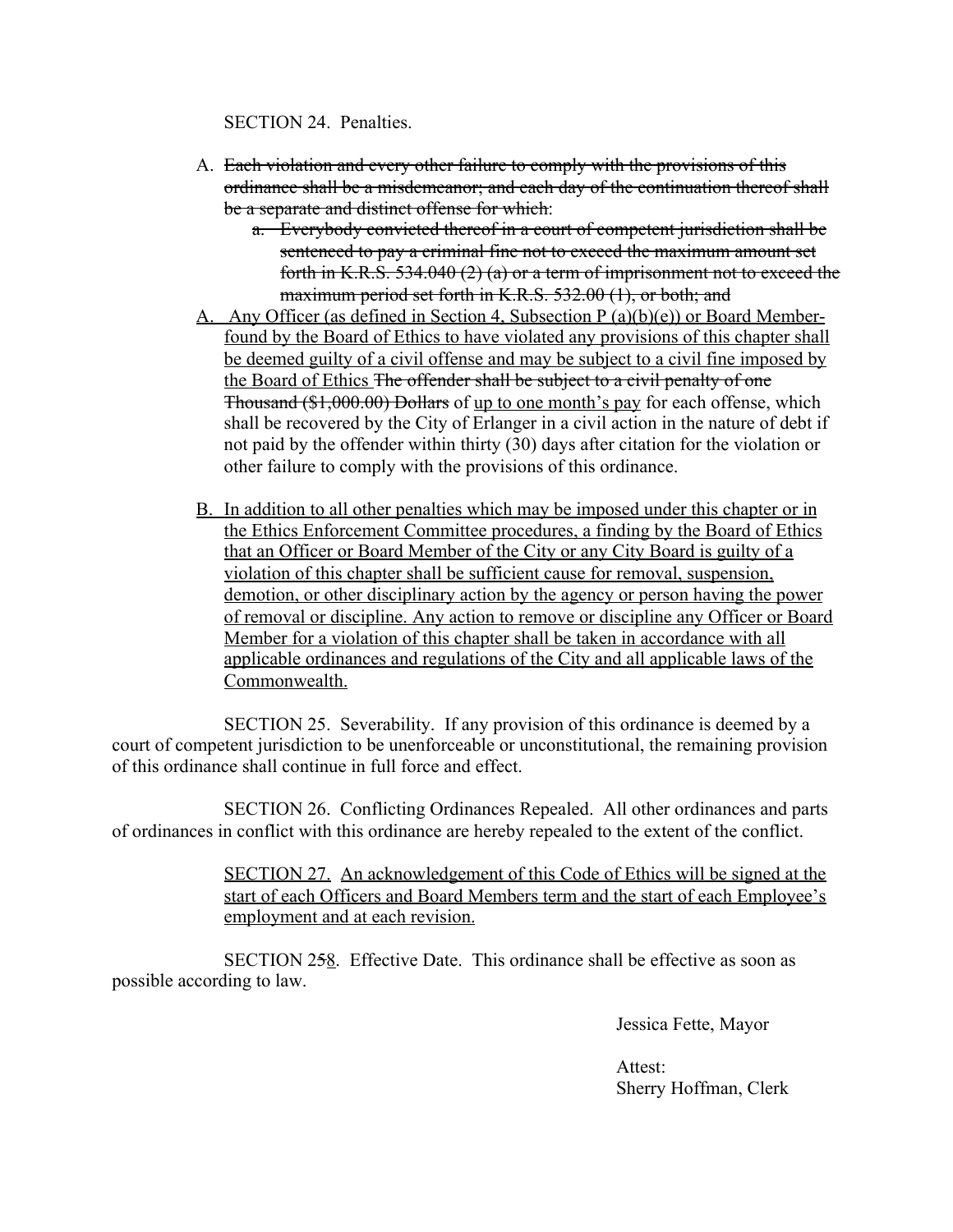SECTION 24. Penalties.

A. ~~Each violation and every other failure to comply with the provisions of this ordinance shall be a misdemeanor; and each day of the continuation thereof shall be a separate and distinct offense for which~~:

   a. ~~Everybody convicted thereof in a court of competent jurisdiction shall be sentenced to pay a criminal fine not to exceed the maximum amount set forth in K.R.S. 534.040 (2) (a) or a term of imprisonment not to exceed the maximum period set forth in K.R.S. 532.00 (1), or both; and~~

A. <u>Any Officer (as defined in Section 4, Subsection P (a)(b)(e)) or Board Member found by the Board of Ethics to have violated any provisions of this chapter shall be deemed guilty of a civil offense and may be subject to a civil fine imposed by the Board of Ethics</u> ~~The offender shall be subject to a civil penalty of one Thousand ($1,000.00) Dollars~~ of <u>up to one month's pay</u> for each offense, which shall be recovered by the City of Erlanger in a civil action in the nature of debt if not paid by the offender within thirty (30) days after citation for the violation or other failure to comply with the provisions of this ordinance.

B. <u>In addition to all other penalties which may be imposed under this chapter or in the Ethics Enforcement Committee procedures, a finding by the Board of Ethics that an Officer or Board Member of the City or any City Board is guilty of a violation of this chapter shall be sufficient cause for removal, suspension, demotion, or other disciplinary action by the agency or person having the power of removal or discipline. Any action to remove or discipline any Officer or Board Member for a violation of this chapter shall be taken in accordance with all applicable ordinances and regulations of the City and all applicable laws of the Commonwealth.</u>

SECTION 25. Severability. If any provision of this ordinance is deemed by a court of competent jurisdiction to be unenforceable or unconstitutional, the remaining provision of this ordinance shall continue in full force and effect.

SECTION 26. Conflicting Ordinances Repealed. All other ordinances and parts of ordinances in conflict with this ordinance are hereby repealed to the extent of the conflict.

<u>SECTION 27. An acknowledgement of this Code of Ethics will be signed at the start of each Officers and Board Members term and the start of each Employee's employment and at each revision.</u>

SECTION 2~~5~~<u>8</u>. Effective Date. This ordinance shall be effective as soon as possible according to law.

Jessica Fette, Mayor

Attest:
Sherry Hoffman, Clerk